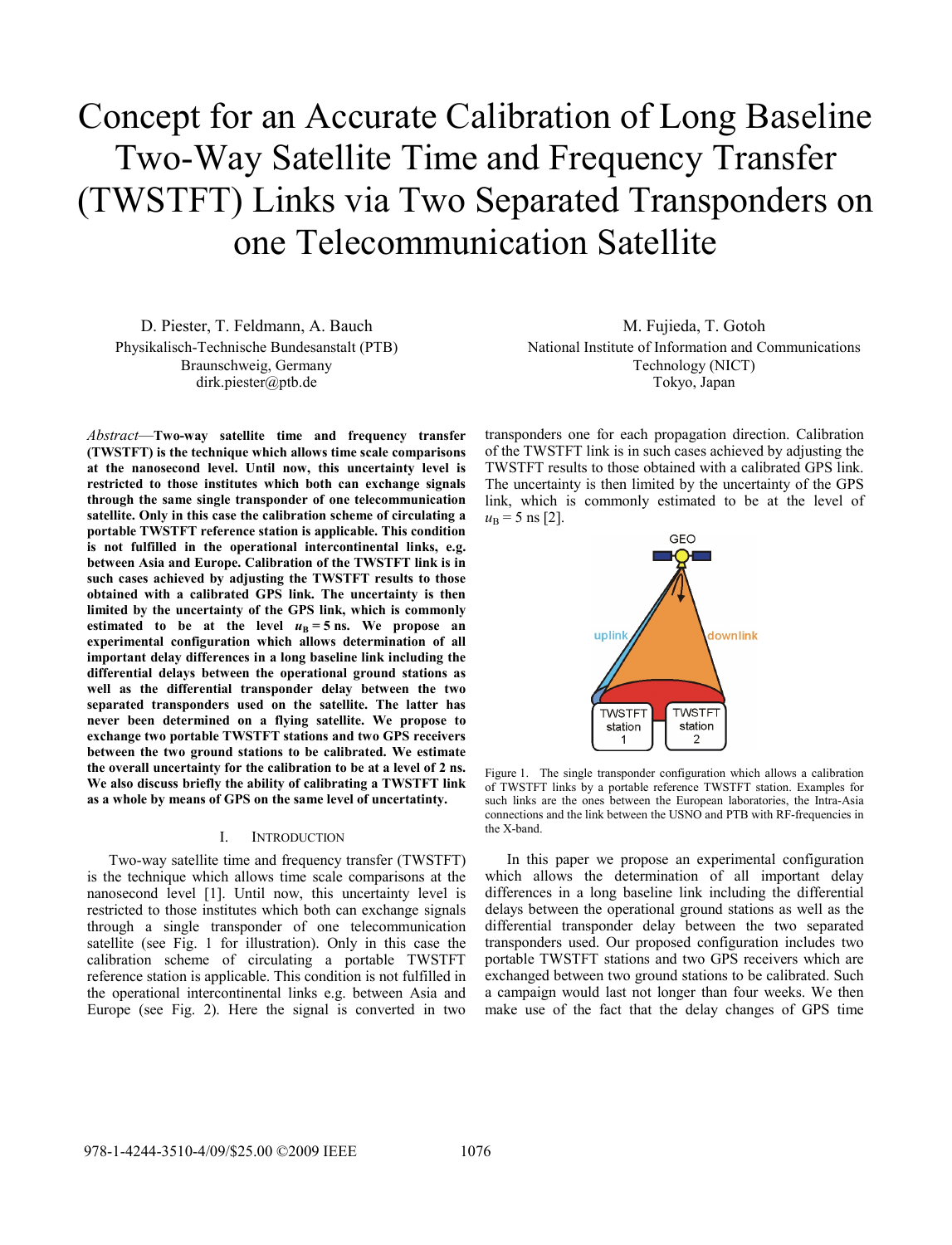# Concept for an Accurate Calibration of Long Baseline Two-Way Satellite Time and Frequency Transfer (TWSTFT) Links via Two Separated Transponders on one Telecommunication Satellite

D. Piester, T. Feldmann, A. Bauch
Physikalisch-Technische Bundesanstalt (PTB)
Braunschweig, Germany
dirk.piester@ptb.de

M. Fujieda, T. Gotoh
National Institute of Information and Communications Technology (NICT)
Tokyo, Japan

*Abstract*—**Two-way satellite time and frequency transfer (TWSTFT) is the technique which allows time scale comparisons at the nanosecond level. Until now, this uncertainty level is restricted to those institutes which both can exchange signals through the same single transponder of one telecommunication satellite. Only in this case the calibration scheme of circulating a portable TWSTFT reference station is applicable. This condition is not fulfilled in the operational intercontinental links, e.g. between Asia and Europe. Calibration of the TWSTFT link is in such cases achieved by adjusting the TWSTFT results to those obtained with a calibrated GPS link. The uncertainty is then limited by the uncertainty of the GPS link, which is commonly estimated to be at the level $u_B = 5$ ns. We propose an experimental configuration which allows determination of all important delay differences in a long baseline link including the differential delays between the operational ground stations as well as the differential transponder delay between the two separated transponders used on the satellite. The latter has never been determined on a flying satellite. We propose to exchange two portable TWSTFT stations and two GPS receivers between the two ground stations to be calibrated. We estimate the overall uncertainty for the calibration to be at a level of 2 ns. We also discuss briefly the ability of calibrating a TWSTFT link as a whole by means of GPS on the same level of uncertatinty.**

## I. Introduction

Two-way satellite time and frequency transfer (TWSTFT) is the technique which allows time scale comparisons at the nanosecond level [1]. Until now, this uncertainty level is restricted to those institutes which both can exchange signals through a single transponder of one telecommunication satellite (see Fig. 1 for illustration). Only in this case the calibration scheme of circulating a portable TWSTFT reference station is applicable. This condition is not fulfilled in the operational intercontinental links e.g. between Asia and Europe (see Fig. 2). Here the signal is converted in two transponders one for each propagation direction. Calibration of the TWSTFT link is in such cases achieved by adjusting the TWSTFT results to those obtained with a calibrated GPS link. The uncertainty is then limited by the uncertainty of the GPS link, which is commonly estimated to be at the level of $u_B = 5$ ns [2].

Figure 1. The single transponder configuration which allows a calibration of TWSTFT links by a portable reference TWSTFT station. Examples for such links are the ones between the European laboratories, the Intra-Asia connections and the link between the USNO and PTB with RF-frequencies in the X-band.

In this paper we propose an experimental configuration which allows the determination of all important delay differences in a long baseline link including the differential delays between the operational ground stations as well as the differential transponder delay between the two separated transponders used. Our proposed configuration includes two portable TWSTFT stations and two GPS receivers which are exchanged between two ground stations to be calibrated. Such a campaign would last not longer than four weeks. We then make use of the fact that the delay changes of GPS time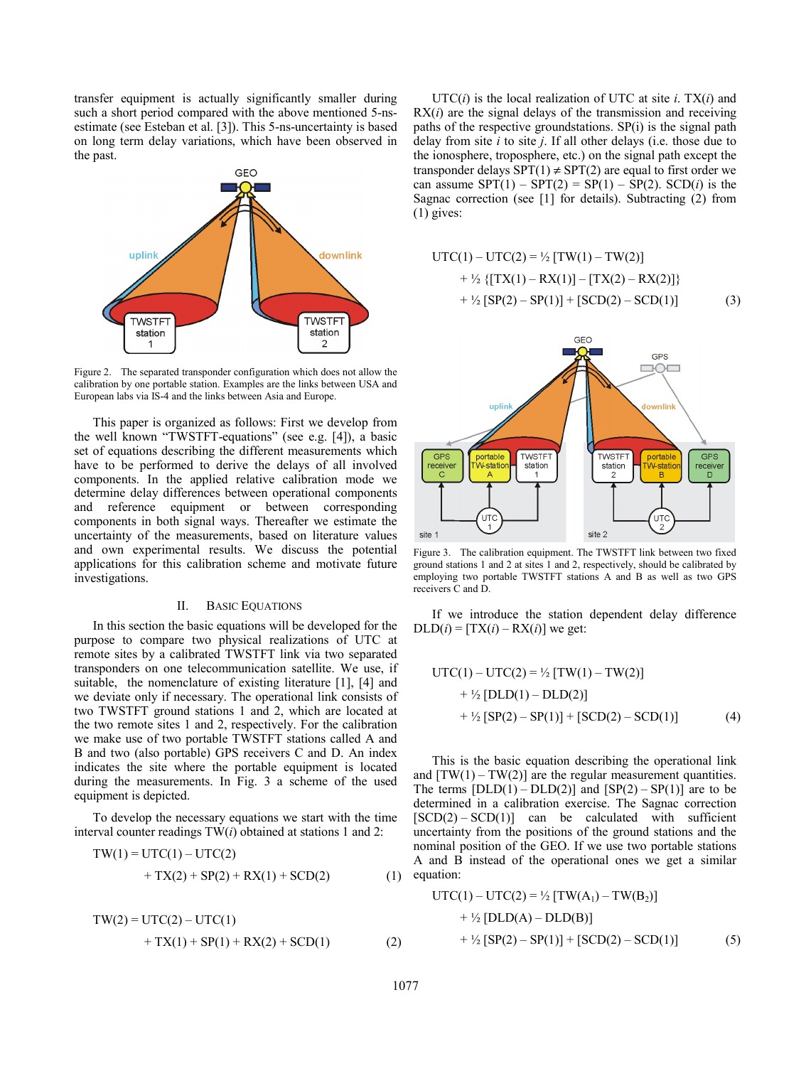transfer equipment is actually significantly smaller during such a short period compared with the above mentioned 5-ns-estimate (see Esteban et al. [3]). This 5-ns-uncertainty is based on long term delay variations, which have been observed in the past.

Figure 2. The separated transponder configuration which does not allow the calibration by one portable station. Examples are the links between USA and European labs via IS-4 and the links between Asia and Europe.

This paper is organized as follows: First we develop from the well known "TWSTFT-equations" (see e.g. [4]), a basic set of equations describing the different measurements which have to be performed to derive the delays of all involved components. In the applied relative calibration mode we determine delay differences between operational components and reference equipment or between corresponding components in both signal ways. Thereafter we estimate the uncertainty of the measurements, based on literature values and own experimental results. We discuss the potential applications for this calibration scheme and motivate future investigations.

## II. Basic Equations

In this section the basic equations will be developed for the purpose to compare two physical realizations of UTC at remote sites by a calibrated TWSTFT link via two separated transponders on one telecommunication satellite. We use, if suitable, the nomenclature of existing literature [1], [4] and we deviate only if necessary. The operational link consists of two TWSTFT ground stations 1 and 2, which are located at the two remote sites 1 and 2, respectively. For the calibration we make use of two portable TWSTFT stations called A and B and two (also portable) GPS receivers C and D. An index indicates the site where the portable equipment is located during the measurements. In Fig. 3 a scheme of the used equipment is depicted.

To develop the necessary equations we start with the time interval counter readings TW(*i*) obtained at stations 1 and 2:

$$\mathrm{TW}(1) = \mathrm{UTC}(1) - \mathrm{UTC}(2) + \mathrm{TX}(2) + \mathrm{SP}(2) + \mathrm{RX}(1) + \mathrm{SCD}(2) \qquad (1)$$

$$\mathrm{TW}(2) = \mathrm{UTC}(2) - \mathrm{UTC}(1) + \mathrm{TX}(1) + \mathrm{SP}(1) + \mathrm{RX}(2) + \mathrm{SCD}(1) \qquad (2)$$

UTC(*i*) is the local realization of UTC at site *i*. TX(*i*) and RX(*i*) are the signal delays of the transmission and receiving paths of the respective groundstations. SP(i) is the signal path delay from site *i* to site *j*. If all other delays (i.e. those due to the ionosphere, troposphere, etc.) on the signal path except the transponder delays SPT(1) ≠ SPT(2) are equal to first order we can assume SPT(1) – SPT(2) = SP(1) – SP(2). SCD(*i*) is the Sagnac correction (see [1] for details). Subtracting (2) from (1) gives:

$$\begin{aligned}\mathrm{UTC}(1) - \mathrm{UTC}(2) = {} & \tfrac{1}{2}\,[\mathrm{TW}(1) - \mathrm{TW}(2)] \\ & + \tfrac{1}{2}\,\{[\mathrm{TX}(1) - \mathrm{RX}(1)] - [\mathrm{TX}(2) - \mathrm{RX}(2)]\} \\ & + \tfrac{1}{2}\,[\mathrm{SP}(2) - \mathrm{SP}(1)] + [\mathrm{SCD}(2) - \mathrm{SCD}(1)] \end{aligned} \qquad (3)$$

Figure 3. The calibration equipment. The TWSTFT link between two fixed ground stations 1 and 2 at sites 1 and 2, respectively, should be calibrated by employing two portable TWSTFT stations A and B as well as two GPS receivers C and D.

If we introduce the station dependent delay difference DLD(*i*) = [TX(*i*) – RX(*i*)] we get:

$$\begin{aligned}\mathrm{UTC}(1) - \mathrm{UTC}(2) = {} & \tfrac{1}{2}\,[\mathrm{TW}(1) - \mathrm{TW}(2)] \\ & + \tfrac{1}{2}\,[\mathrm{DLD}(1) - \mathrm{DLD}(2)] \\ & + \tfrac{1}{2}\,[\mathrm{SP}(2) - \mathrm{SP}(1)] + [\mathrm{SCD}(2) - \mathrm{SCD}(1)] \end{aligned} \qquad (4)$$

This is the basic equation describing the operational link and [TW(1) – TW(2)] are the regular measurement quantities. The terms [DLD(1) – DLD(2)] and [SP(2) – SP(1)] are to be determined in a calibration exercise. The Sagnac correction [SCD(2) – SCD(1)] can be calculated with sufficient uncertainty from the positions of the ground stations and the nominal position of the GEO. If we use two portable stations A and B instead of the operational ones we get a similar equation:

$$\begin{aligned}\mathrm{UTC}(1) - \mathrm{UTC}(2) = {} & \tfrac{1}{2}\,[\mathrm{TW}(A_1) - \mathrm{TW}(B_2)] \\ & + \tfrac{1}{2}\,[\mathrm{DLD}(A) - \mathrm{DLD}(B)] \\ & + \tfrac{1}{2}\,[\mathrm{SP}(2) - \mathrm{SP}(1)] + [\mathrm{SCD}(2) - \mathrm{SCD}(1)] \end{aligned} \qquad (5)$$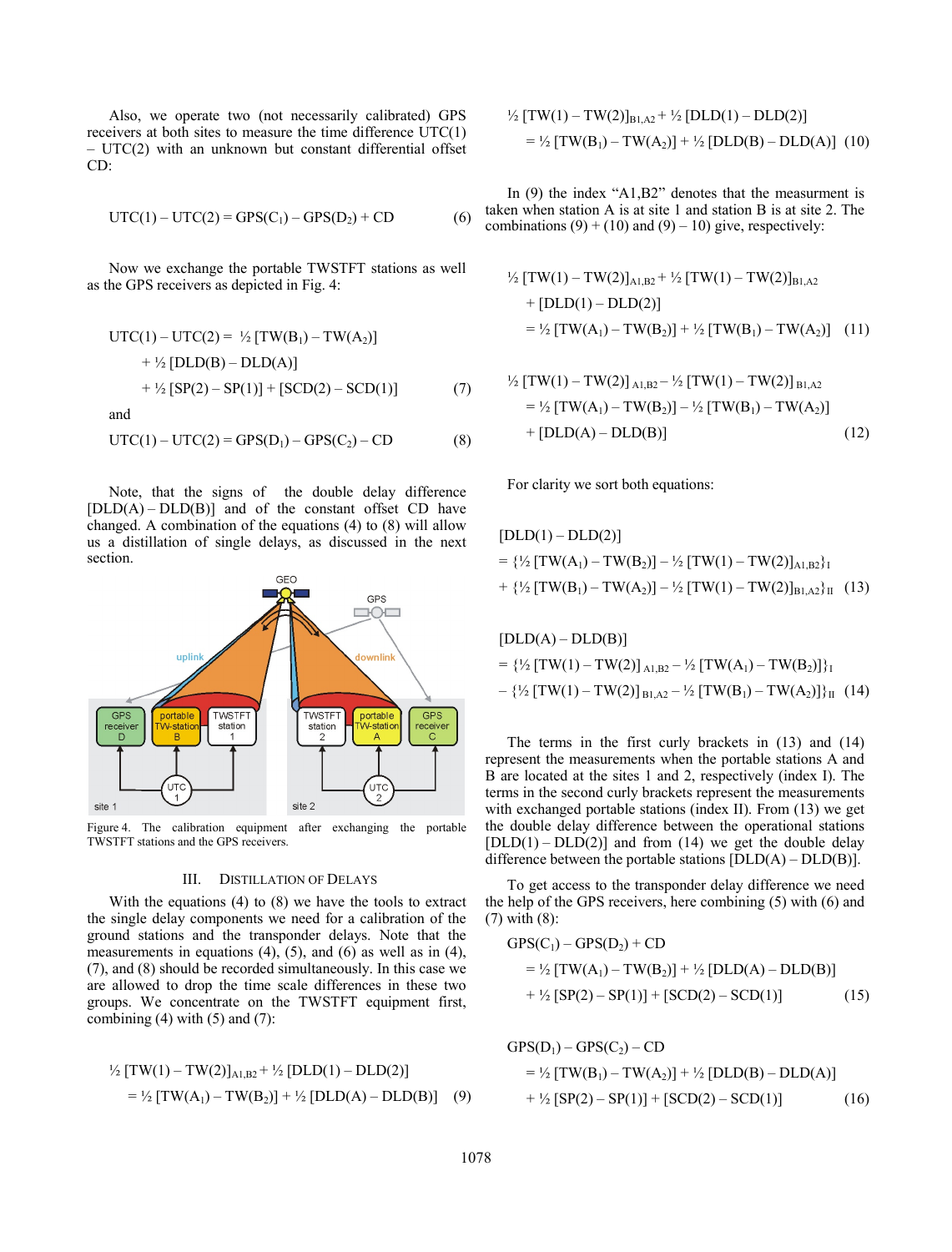Also, we operate two (not necessarily calibrated) GPS receivers at both sites to measure the time difference UTC(1) – UTC(2) with an unknown but constant differential offset CD:

$$\mathrm{UTC}(1) - \mathrm{UTC}(2) = \mathrm{GPS}(C_1) - \mathrm{GPS}(D_2) + \mathrm{CD} \qquad (6)$$

Now we exchange the portable TWSTFT stations as well as the GPS receivers as depicted in Fig. 4:

$$\begin{aligned}\mathrm{UTC}(1) - \mathrm{UTC}(2) = {} & \tfrac{1}{2}\,[\mathrm{TW}(B_1) - \mathrm{TW}(A_2)] \\ & + \tfrac{1}{2}\,[\mathrm{DLD}(B) - \mathrm{DLD}(A)] \\ & + \tfrac{1}{2}\,[\mathrm{SP}(2) - \mathrm{SP}(1)] + [\mathrm{SCD}(2) - \mathrm{SCD}(1)] \qquad (7)\end{aligned}$$

and

$$\mathrm{UTC}(1) - \mathrm{UTC}(2) = \mathrm{GPS}(D_1) - \mathrm{GPS}(C_2) - \mathrm{CD} \qquad (8)$$

Note, that the signs of the double delay difference [DLD(A) – DLD(B)] and of the constant offset CD have changed. A combination of the equations (4) to (8) will allow us a distillation of single delays, as discussed in the next section.

Figure 4. The calibration equipment after exchanging the portable TWSTFT stations and the GPS receivers.

## III. Distillation of Delays

With the equations (4) to (8) we have the tools to extract the single delay components we need for a calibration of the ground stations and the transponder delays. Note that the measurements in equations (4), (5), and (6) as well as in (4), (7), and (8) should be recorded simultaneously. In this case we are allowed to drop the time scale differences in these two groups. We concentrate on the TWSTFT equipment first, combining (4) with (5) and (7):

$$\begin{aligned}& \tfrac{1}{2}\,[\mathrm{TW}(1) - \mathrm{TW}(2)]_{A1,B2} + \tfrac{1}{2}\,[\mathrm{DLD}(1) - \mathrm{DLD}(2)] \\ & = \tfrac{1}{2}\,[\mathrm{TW}(A_1) - \mathrm{TW}(B_2)] + \tfrac{1}{2}\,[\mathrm{DLD}(A) - \mathrm{DLD}(B)] \qquad (9)\end{aligned}$$

$$\begin{aligned}& \tfrac{1}{2}\,[\mathrm{TW}(1) - \mathrm{TW}(2)]_{B1,A2} + \tfrac{1}{2}\,[\mathrm{DLD}(1) - \mathrm{DLD}(2)] \\ & = \tfrac{1}{2}\,[\mathrm{TW}(B_1) - \mathrm{TW}(A_2)] + \tfrac{1}{2}\,[\mathrm{DLD}(B) - \mathrm{DLD}(A)] \qquad (10)\end{aligned}$$

In (9) the index "A1,B2" denotes that the measurment is taken when station A is at site 1 and station B is at site 2. The combinations (9) + (10) and (9) – 10) give, respectively:

$$\begin{aligned}& \tfrac{1}{2}\,[\mathrm{TW}(1) - \mathrm{TW}(2)]_{A1,B2} + \tfrac{1}{2}\,[\mathrm{TW}(1) - \mathrm{TW}(2)]_{B1,A2} \\ & + [\mathrm{DLD}(1) - \mathrm{DLD}(2)] \\ & = \tfrac{1}{2}\,[\mathrm{TW}(A_1) - \mathrm{TW}(B_2)] + \tfrac{1}{2}\,[\mathrm{TW}(B_1) - \mathrm{TW}(A_2)] \qquad (11)\end{aligned}$$

$$\begin{aligned}& \tfrac{1}{2}\,[\mathrm{TW}(1) - \mathrm{TW}(2)]_{A1,B2} - \tfrac{1}{2}\,[\mathrm{TW}(1) - \mathrm{TW}(2)]_{B1,A2} \\ & = \tfrac{1}{2}\,[\mathrm{TW}(A_1) - \mathrm{TW}(B_2)] - \tfrac{1}{2}\,[\mathrm{TW}(B_1) - \mathrm{TW}(A_2)] \\ & + [\mathrm{DLD}(A) - \mathrm{DLD}(B)] \qquad (12)\end{aligned}$$

For clarity we sort both equations:

$$\begin{aligned}& [\mathrm{DLD}(1) - \mathrm{DLD}(2)] \\ & = \{\tfrac{1}{2}\,[\mathrm{TW}(A_1) - \mathrm{TW}(B_2)] - \tfrac{1}{2}\,[\mathrm{TW}(1) - \mathrm{TW}(2)]_{A1,B2}\}_{\mathrm{I}} \\ & + \{\tfrac{1}{2}\,[\mathrm{TW}(B_1) - \mathrm{TW}(A_2)] - \tfrac{1}{2}\,[\mathrm{TW}(1) - \mathrm{TW}(2)]_{B1,A2}\}_{\mathrm{II}} \qquad (13)\end{aligned}$$

$$\begin{aligned}& [\mathrm{DLD}(A) - \mathrm{DLD}(B)] \\ & = \{\tfrac{1}{2}\,[\mathrm{TW}(1) - \mathrm{TW}(2)]_{A1,B2} - \tfrac{1}{2}\,[\mathrm{TW}(A_1) - \mathrm{TW}(B_2)]\}_{\mathrm{I}} \\ & - \{\tfrac{1}{2}\,[\mathrm{TW}(1) - \mathrm{TW}(2)]_{B1,A2} - \tfrac{1}{2}\,[\mathrm{TW}(B_1) - \mathrm{TW}(A_2)]\}_{\mathrm{II}} \qquad (14)\end{aligned}$$

The terms in the first curly brackets in (13) and (14) represent the measurements when the portable stations A and B are located at the sites 1 and 2, respectively (index I). The terms in the second curly brackets represent the measurements with exchanged portable stations (index II). From (13) we get the double delay difference between the operational stations [DLD(1) – DLD(2)] and from (14) we get the double delay difference between the portable stations [DLD(A) – DLD(B)].

To get access to the transponder delay difference we need the help of the GPS receivers, here combining (5) with (6) and (7) with (8):

$$\begin{aligned}& \mathrm{GPS}(C_1) - \mathrm{GPS}(D_2) + \mathrm{CD} \\ & = \tfrac{1}{2}\,[\mathrm{TW}(A_1) - \mathrm{TW}(B_2)] + \tfrac{1}{2}\,[\mathrm{DLD}(A) - \mathrm{DLD}(B)] \\ & + \tfrac{1}{2}\,[\mathrm{SP}(2) - \mathrm{SP}(1)] + [\mathrm{SCD}(2) - \mathrm{SCD}(1)] \qquad (15)\end{aligned}$$

$$\begin{aligned}& \mathrm{GPS}(D_1) - \mathrm{GPS}(C_2) - \mathrm{CD} \\ & = \tfrac{1}{2}\,[\mathrm{TW}(B_1) - \mathrm{TW}(A_2)] + \tfrac{1}{2}\,[\mathrm{DLD}(B) - \mathrm{DLD}(A)] \\ & + \tfrac{1}{2}\,[\mathrm{SP}(2) - \mathrm{SP}(1)] + [\mathrm{SCD}(2) - \mathrm{SCD}(1)] \qquad (16)\end{aligned}$$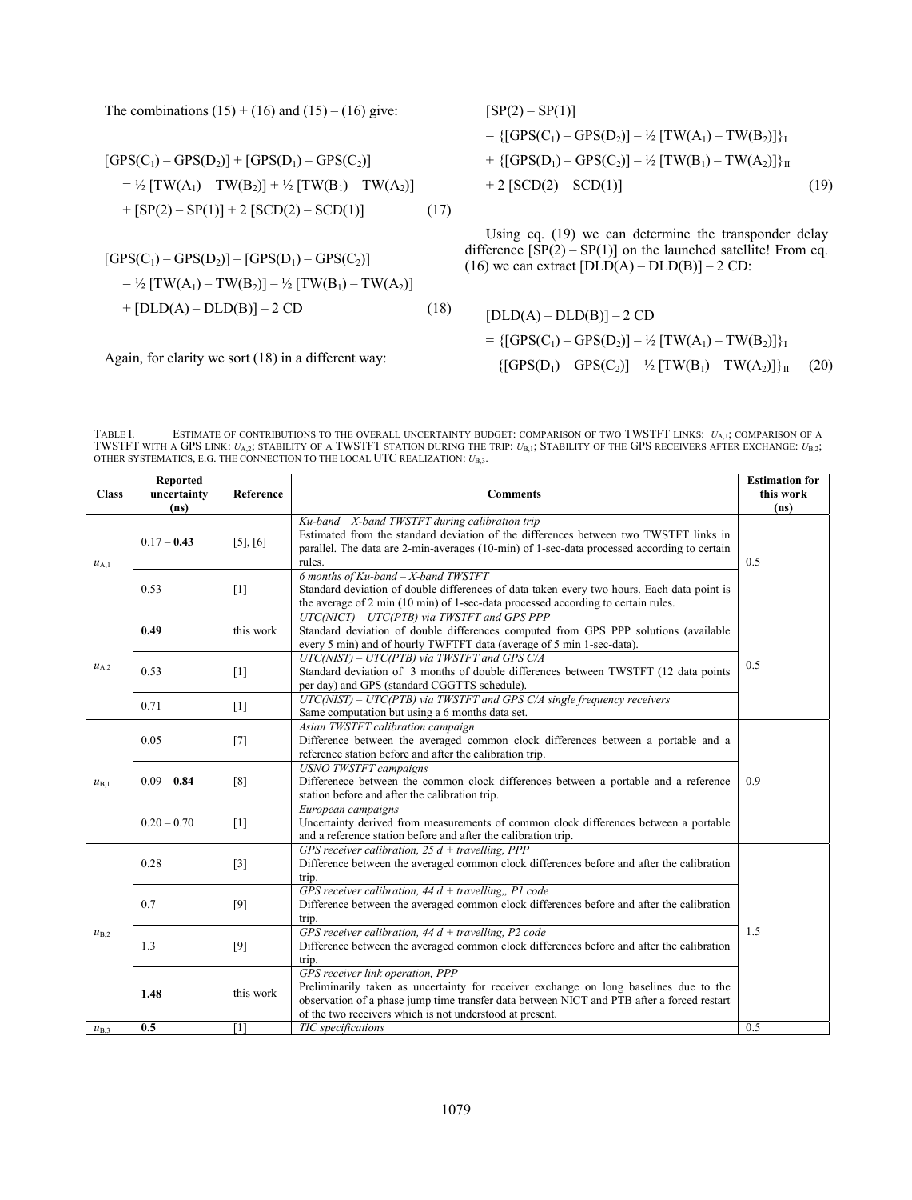The combinations (15) + (16) and (15) – (16) give:

$$[GPS(C_1) - GPS(D_2)] + [GPS(D_1) - GPS(C_2)] = ½ [TW(A_1) - TW(B_2)] + ½ [TW(B_1) - TW(A_2)] + [SP(2) - SP(1)] + 2 [SCD(2) - SCD(1)] \quad (17)$$

$$[GPS(C_1) - GPS(D_2)] - [GPS(D_1) - GPS(C_2)] = ½ [TW(A_1) - TW(B_2)] - ½ [TW(B_1) - TW(A_2)] + [DLD(A) - DLD(B)] - 2\,CD \quad (18)$$

Again, for clarity we sort (18) in a different way:

$$[SP(2) - SP(1)] = \{[GPS(C_1) - GPS(D_2)] - ½ [TW(A_1) - TW(B_2)]\}_I + \{[GPS(D_1) - GPS(C_2)] - ½ [TW(B_1) - TW(A_2)]\}_{II} + 2 [SCD(2) - SCD(1)] \quad (19)$$

Using eq. (19) we can determine the transponder delay difference $[SP(2) - SP(1)]$ on the launched satellite! From eq. (16) we can extract $[DLD(A) - DLD(B)] - 2\,CD$:

$$[DLD(A) - DLD(B)] - 2\,CD = \{[GPS(C_1) - GPS(D_2)] - ½ [TW(A_1) - TW(B_2)]\}_I - \{[GPS(D_1) - GPS(C_2)] - ½ [TW(B_1) - TW(A_2)]\}_{II} \quad (20)$$

TABLE I. ESTIMATE OF CONTRIBUTIONS TO THE OVERALL UNCERTAINTY BUDGET: COMPARISON OF TWO TWSTFT LINKS: $u_{A,1}$; COMPARISON OF A TWSTFT WITH A GPS LINK: $u_{A,2}$; STABILITY OF A TWSTFT STATION DURING THE TRIP: $u_{B,1}$; STABILITY OF THE GPS RECEIVERS AFTER EXCHANGE: $u_{B,2}$; OTHER SYSTEMATICS, E.G. THE CONNECTION TO THE LOCAL UTC REALIZATION: $u_{B,3}$.

| Class | Reported uncertainty (ns) | Reference | Comments | Estimation for this work (ns) |
|---|---|---|---|---|
| $u_{A,1}$ | 0.17 – **0.43** | [5], [6] | *Ku-band – X-band TWSTFT during calibration trip* Estimated from the standard deviation of the differences between two TWSTFT links in parallel. The data are 2-min-averages (10-min) of 1-sec-data processed according to certain rules. | 0.5 |
| | 0.53 | [1] | *6 months of Ku-band – X-band TWSTFT* Standard deviation of double differences of data taken every two hours. Each data point is the average of 2 min (10 min) of 1-sec-data processed according to certain rules. | |
| $u_{A,2}$ | **0.49** | this work | *UTC(NICT) – UTC(PTB) via TWSTFT and GPS PPP* Standard deviation of double differences computed from GPS PPP solutions (available every 5 min) and of hourly TWFTFT data (average of 5 min 1-sec-data). | 0.5 |
| | 0.53 | [1] | *UTC(NIST) – UTC(PTB) via TWSTFT and GPS C/A* Standard deviation of 3 months of double differences between TWSTFT (12 data points per day) and GPS (standard CGGTTS schedule). | |
| | 0.71 | [1] | *UTC(NIST) – UTC(PTB) via TWSTFT and GPS C/A single frequency receivers* Same computation but using a 6 months data set. | |
| $u_{B,1}$ | 0.05 | [7] | *Asian TWSTFT calibration campaign* Difference between the averaged common clock differences between a portable and a reference station before and after the calibration trip. | 0.9 |
| | 0.09 – **0.84** | [8] | *USNO TWSTFT campaigns* Differenece between the common clock differences between a portable and a reference station before and after the calibration trip. | |
| | 0.20 – 0.70 | [1] | *European campaigns* Uncertainty derived from measurements of common clock differences between a portable and a reference station before and after the calibration trip. | |
| $u_{B,2}$ | 0.28 | [3] | *GPS receiver calibration, 25 d + travelling, PPP* Difference between the averaged common clock differences before and after the calibration trip. | 1.5 |
| | 0.7 | [9] | *GPS receiver calibration, 44 d + travelling,, P1 code* Difference between the averaged common clock differences before and after the calibration trip. | |
| | 1.3 | [9] | *GPS receiver calibration, 44 d + travelling, P2 code* Difference between the averaged common clock differences before and after the calibration trip. | |
| | **1.48** | this work | *GPS receiver link operation, PPP* Preliminarily taken as uncertainty for receiver exchange on long baselines due to the observation of a phase jump time transfer data between NICT and PTB after a forced restart of the two receivers which is not understood at present. | |
| $u_{B,3}$ | **0.5** | [1] | *TIC specifications* | 0.5 |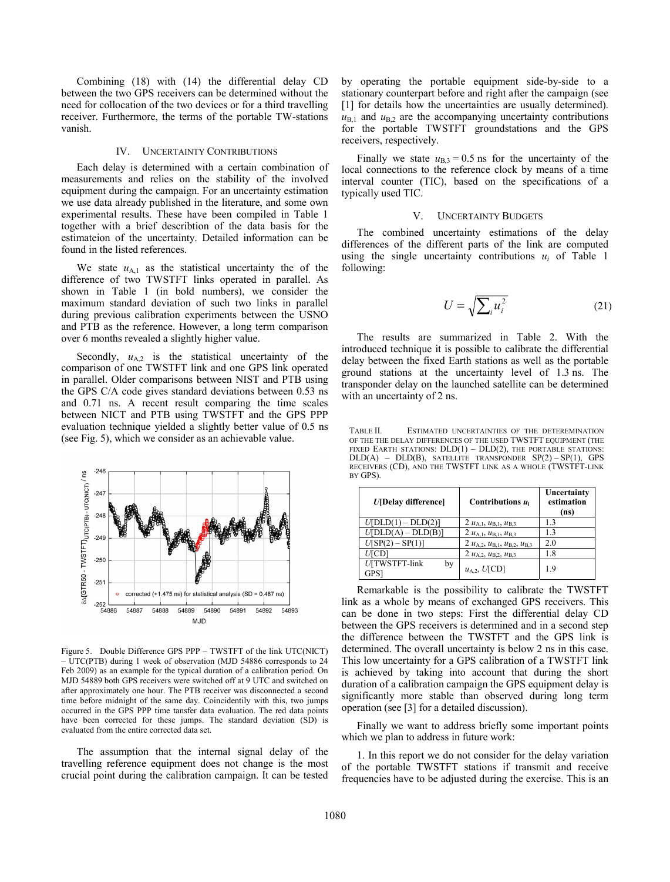Combining (18) with (14) the differential delay CD between the two GPS receivers can be determined without the need for collocation of the two devices or for a third travelling receiver. Furthermore, the terms of the portable TW-stations vanish.

## IV. Uncertainty Contributions

Each delay is determined with a certain combination of measurements and relies on the stability of the involved equipment during the campaign. For an uncertainty estimation we use data already published in the literature, and some own experimental results. These have been compiled in Table 1 together with a brief describtion of the data basis for the estimateion of the uncertainty. Detailed information can be found in the listed references.

We state $u_{A,1}$ as the statistical uncertainty the of the difference of two TWSTFT links operated in parallel. As shown in Table 1 (in bold numbers), we consider the maximum standard deviation of such two links in parallel during previous calibration experiments between the USNO and PTB as the reference. However, a long term comparison over 6 months revealed a slightly higher value.

Secondly, $u_{A,2}$ is the statistical uncertainty of the comparison of one TWSTFT link and one GPS link operated in parallel. Older comparisons between NIST and PTB using the GPS C/A code gives standard deviations between 0.53 ns and 0.71 ns. A recent result comparing the time scales between NICT and PTB using TWSTFT and the GPS PPP evaluation technique yielded a slightly better value of 0.5 ns (see Fig. 5), which we consider as an achievable value.

Figure 5. Double Difference GPS PPP – TWSTFT of the link UTC(NICT) – UTC(PTB) during 1 week of observation (MJD 54886 corresponds to 24 Feb 2009) as an example for the typical duration of a calibration period. On MJD 54889 both GPS receivers were switched off at 9 UTC and switched on after approximately one hour. The PTB receiver was disconnected a second time before midnight of the same day. Coincidentily with this, two jumps occurred in the GPS PPP time tansfer data evaluation. The red data points have been corrected for these jumps. The standard deviation (SD) is evaluated from the entire corrected data set.

The assumption that the internal signal delay of the travelling reference equipment does not change is the most crucial point during the calibration campaign. It can be tested by operating the portable equipment side-by-side to a stationary counterpart before and right after the campaign (see [1] for details how the uncertainties are usually determined). $u_{B,1}$ and $u_{B,2}$ are the accompanying uncertainty contributions for the portable TWSTFT groundstations and the GPS receivers, respectively.

Finally we state $u_{B,3} = 0.5$ ns for the uncertainty of the local connections to the reference clock by means of a time interval counter (TIC), based on the specifications of a typically used TIC.

## V. Uncertainty Budgets

The combined uncertainty estimations of the delay differences of the different parts of the link are computed using the single uncertainty contributions $u_i$ of Table 1 following:

$$U = \sqrt{\sum_i u_i^2} \tag{21}$$

The results are summarized in Table 2. With the introduced technique it is possible to calibrate the differential delay between the fixed Earth stations as well as the portable ground stations at the uncertainty level of 1.3 ns. The transponder delay on the launched satellite can be determined with an uncertainty of 2 ns.

TABLE II. Estimated uncertainties of the deteremination of the the delay differences of the used TWSTFT equipment (the fixed Earth stations: DLD(1) – DLD(2), the portable stations: DLD(A) – DLD(B), satellite transponder SP(2) – SP(1), GPS receivers (CD), and the TWSTFT link as a whole (TWSTFT-link by GPS).

| *U*[Delay difference] | Contributions $u_i$ | Uncertainty estimation (ns) |
|---|---|---|
| *U*[DLD(1) – DLD(2)] | 2 $u_{A,1}$, $u_{B,1}$, $u_{B,3}$ | 1.3 |
| *U*[DLD(A) – DLD(B)] | 2 $u_{A,1}$, $u_{B,1}$, $u_{B,3}$ | 1.3 |
| *U*[SP(2) – SP(1)] | 2 $u_{A,2}$, $u_{B,1}$, $u_{B,2}$, $u_{B,3}$ | 2.0 |
| *U*[CD] | 2 $u_{A,2}$, $u_{B,2}$, $u_{B,3}$ | 1.8 |
| *U*[TWSTFT-link by GPS] | $u_{A,2}$, *U*[CD] | 1.9 |

Remarkable is the possibility to calibrate the TWSTFT link as a whole by means of exchanged GPS receivers. This can be done in two steps: First the differential delay CD between the GPS receivers is determined and in a second step the difference between the TWSTFT and the GPS link is determined. The overall uncertainty is below 2 ns in this case. This low uncertainty for a GPS calibration of a TWSTFT link is achieved by taking into account that during the short duration of a calibration campaign the GPS equipment delay is significantly more stable than observed during long term operation (see [3] for a detailed discussion).

Finally we want to address briefly some important points which we plan to address in future work:

1. In this report we do not consider for the delay variation of the portable TWSTFT stations if transmit and receive frequencies have to be adjusted during the exercise. This is an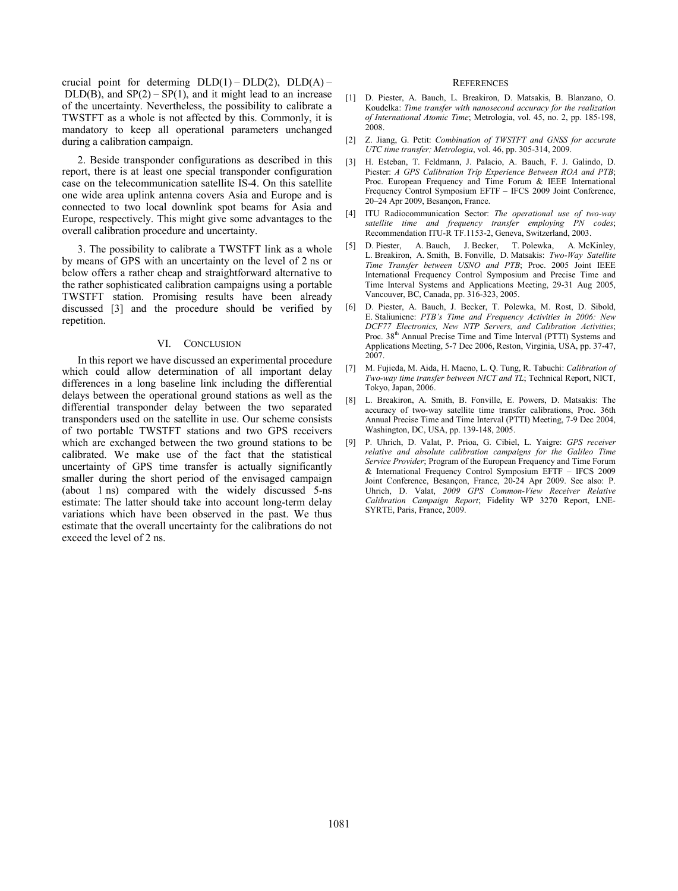crucial point for determing DLD(1) – DLD(2), DLD(A) – DLD(B), and SP(2) – SP(1), and it might lead to an increase of the uncertainty. Nevertheless, the possibility to calibrate a TWSTFT as a whole is not affected by this. Commonly, it is mandatory to keep all operational parameters unchanged during a calibration campaign.

2. Beside transponder configurations as described in this report, there is at least one special transponder configuration case on the telecommunication satellite IS-4. On this satellite one wide area uplink antenna covers Asia and Europe and is connected to two local downlink spot beams for Asia and Europe, respectively. This might give some advantages to the overall calibration procedure and uncertainty.

3. The possibility to calibrate a TWSTFT link as a whole by means of GPS with an uncertainty on the level of 2 ns or below offers a rather cheap and straightforward alternative to the rather sophisticated calibration campaigns using a portable TWSTFT station. Promising results have been already discussed [3] and the procedure should be verified by repetition.

## VI. Conclusion

In this report we have discussed an experimental procedure which could allow determination of all important delay differences in a long baseline link including the differential delays between the operational ground stations as well as the differential transponder delay between the two separated transponders used on the satellite in use. Our scheme consists of two portable TWSTFT stations and two GPS receivers which are exchanged between the two ground stations to be calibrated. We make use of the fact that the statistical uncertainty of GPS time transfer is actually significantly smaller during the short period of the envisaged campaign (about 1 ns) compared with the widely discussed 5-ns estimate: The latter should take into account long-term delay variations which have been observed in the past. We thus estimate that the overall uncertainty for the calibrations do not exceed the level of 2 ns.

## References

[1] D. Piester, A. Bauch, L. Breakiron, D. Matsakis, B. Blanzano, O. Koudelka: *Time transfer with nanosecond accuracy for the realization of International Atomic Time*; Metrologia, vol. 45, no. 2, pp. 185-198, 2008.

[2] Z. Jiang, G. Petit: *Combination of TWSTFT and GNSS for accurate UTC time transfer; Metrologia*, vol. 46, pp. 305-314, 2009.

[3] H. Esteban, T. Feldmann, J. Palacio, A. Bauch, F. J. Galindo, D. Piester: *A GPS Calibration Trip Experience Between ROA and PTB*; Proc. European Frequency and Time Forum & IEEE International Frequency Control Symposium EFTF – IFCS 2009 Joint Conference, 20–24 Apr 2009, Besançon, France.

[4] ITU Radiocommunication Sector: *The operational use of two-way satellite time and frequency transfer employing PN codes*; Recommendation ITU-R TF.1153-2, Geneva, Switzerland, 2003.

[5] D. Piester, A. Bauch, J. Becker, T. Polewka, A. McKinley, L. Breakiron, A. Smith, B. Fonville, D. Matsakis: *Two-Way Satellite Time Transfer between USNO and PTB*; Proc. 2005 Joint IEEE International Frequency Control Symposium and Precise Time and Time Interval Systems and Applications Meeting, 29-31 Aug 2005, Vancouver, BC, Canada, pp. 316-323, 2005.

[6] D. Piester, A. Bauch, J. Becker, T. Polewka, M. Rost, D. Sibold, E. Staliuniene: *PTB's Time and Frequency Activities in 2006: New DCF77 Electronics, New NTP Servers, and Calibration Activities*; Proc. 38th Annual Precise Time and Time Interval (PTTI) Systems and Applications Meeting, 5-7 Dec 2006, Reston, Virginia, USA, pp. 37-47, 2007.

[7] M. Fujieda, M. Aida, H. Maeno, L. Q. Tung, R. Tabuchi: *Calibration of Two-way time transfer between NICT and TL*; Technical Report, NICT, Tokyo, Japan, 2006.

[8] L. Breakiron, A. Smith, B. Fonville, E. Powers, D. Matsakis: The accuracy of two-way satellite time transfer calibrations, Proc. 36th Annual Precise Time and Time Interval (PTTI) Meeting, 7-9 Dec 2004, Washington, DC, USA, pp. 139-148, 2005.

[9] P. Uhrich, D. Valat, P. Prioa, G. Cibiel, L. Yaigre: *GPS receiver relative and absolute calibration campaigns for the Galileo Time Service Provider*; Program of the European Frequency and Time Forum & International Frequency Control Symposium EFTF – IFCS 2009 Joint Conference, Besançon, France, 20-24 Apr 2009. See also: P. Uhrich, D. Valat, *2009 GPS Common-View Receiver Relative Calibration Campaign Report*; Fidelity WP 3270 Report, LNE-SYRTE, Paris, France, 2009.